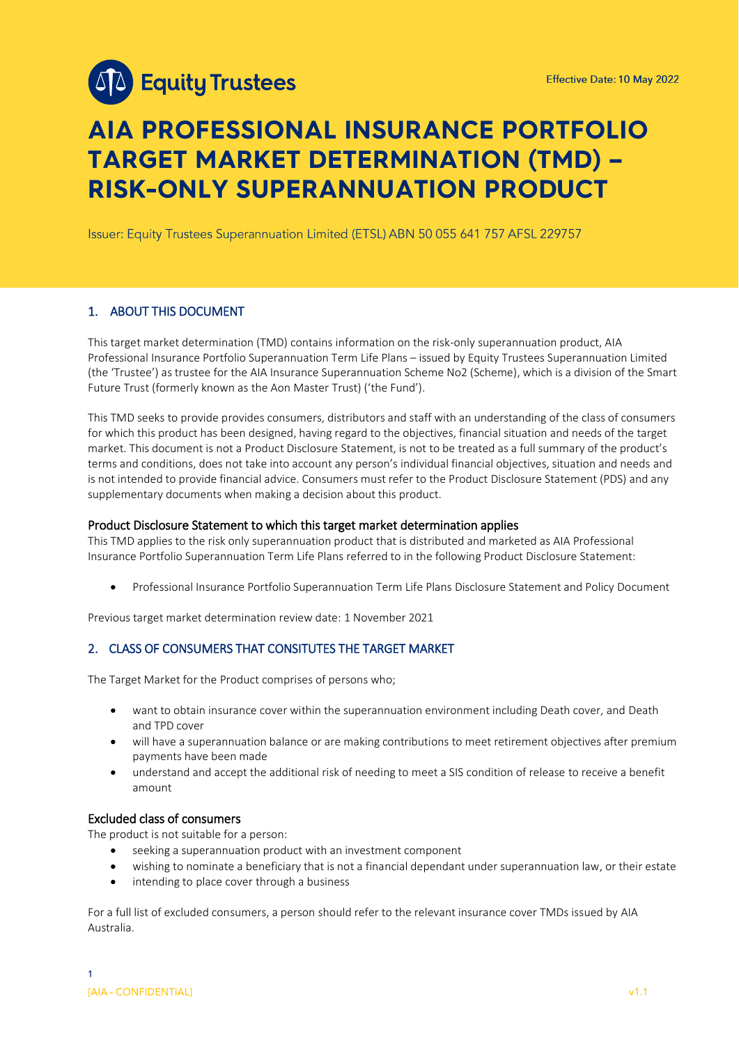Equity Trustees

Effective Date: 10 May 2022

# AIA PROFESSIONAL INSURANCE PORTFOLIO TARGET MARKET DETERMINATION (TMD) – RISK-ONLY SUPERANNUATION PRODUCT

Issuer: Equity Trustees Superannuation Limited (ETSL) ABN 50 055 641 757 AFSL 229757

## 1. ABOUT THIS DOCUMENT

This target market determination (TMD) contains information on the risk-only superannuation product, AIA Professional Insurance Portfolio Superannuation Term Life Plans – issued by Equity Trustees Superannuation Limited (the 'Trustee') as trustee for the AIA Insurance Superannuation Scheme No2 (Scheme), which is a division of the Smart Future Trust (formerly known as the Aon Master Trust) ('the Fund').

This TMD seeks to provide provides consumers, distributors and staff with an understanding of the class of consumers for which this product has been designed, having regard to the objectives, financial situation and needs of the target market. This document is not a Product Disclosure Statement, is not to be treated as a full summary of the product's terms and conditions, does not take into account any person's individual financial objectives, situation and needs and is not intended to provide financial advice. Consumers must refer to the Product Disclosure Statement (PDS) and any supplementary documents when making a decision about this product.

### Product Disclosure Statement to which this target market determination applies

This TMD applies to the risk only superannuation product that is distributed and marketed as AIA Professional Insurance Portfolio Superannuation Term Life Plans referred to in the following Product Disclosure Statement:

- Professional Insurance Portfolio Superannuation Term Life Plans Disclosure Statement and Policy Document

Previous target market determination review date: 1 November 2021

## 2. CLASS OF CONSUMERS THAT CONSITUTES THE TARGET MARKET

The Target Market for the Product comprises of persons who;

- want to obtain insurance cover within the superannuation environment including Death cover, and Death and TPD cover
- will have a superannuation balance or are making contributions to meet retirement objectives after premium payments have been made
- understand and accept the additional risk of needing to meet a SIS condition of release to receive a benefit amount

### Excluded class of consumers

The product is not suitable for a person:

- seeking a superannuation product with an investment component
- wishing to nominate a beneficiary that is not a financial dependant under superannuation law, or their estate
- intending to place cover through a business

For a full list of excluded consumers, a person should refer to the relevant insurance cover TMDs issued by AIA Australia.

[AIA - CONFIDENTIAL]

v1.1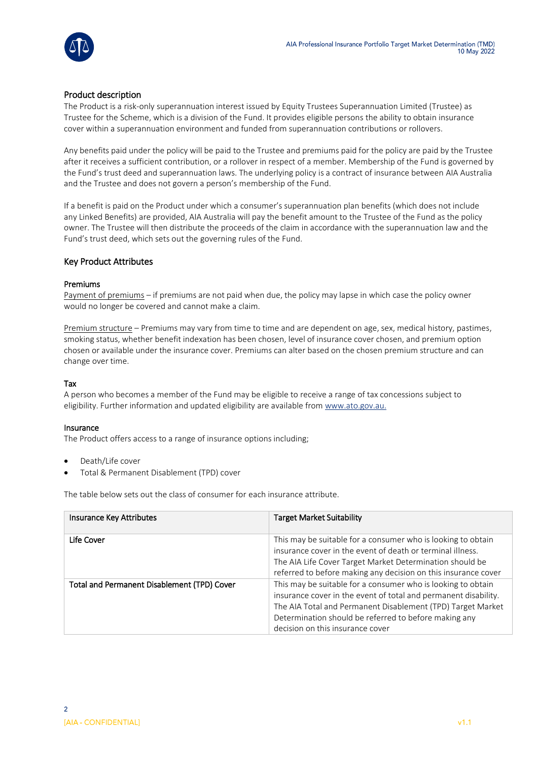## Product description

The Product is a risk-only superannuation interest issued by Equity Trustees Superannuation Limited (Trustee) as Trustee for the Scheme, which is a division of the Fund. It provides eligible persons the ability to obtain insurance cover within a superannuation environment and funded from superannuation contributions or rollovers.

Any benefits paid under the policy will be paid to the Trustee and premiums paid for the policy are paid by the Trustee after it receives a sufficient contribution, or a rollover in respect of a member. Membership of the Fund is governed by the Fund's trust deed and superannuation laws. The underlying policy is a contract of insurance between AIA Australia and the Trustee and does not govern a person's membership of the Fund.

If a benefit is paid on the Product under which a consumer's superannuation plan benefits (which does not include any Linked Benefits) are provided, AIA Australia will pay the benefit amount to the Trustee of the Fund as the policy owner. The Trustee will then distribute the proceeds of the claim in accordance with the superannuation law and the Fund's trust deed, which sets out the governing rules of the Fund.

## Key Product Attributes

### Premiums

Payment of premiums – if premiums are not paid when due, the policy may lapse in which case the policy owner would no longer be covered and cannot make a claim.

Premium structure – Premiums may vary from time to time and are dependent on age, sex, medical history, pastimes, smoking status, whether benefit indexation has been chosen, level of insurance cover chosen, and premium option chosen or available under the insurance cover. Premiums can alter based on the chosen premium structure and can change over time.

### Tax

A person who becomes a member of the Fund may be eligible to receive a range of tax concessions subject to eligibility. Further information and updated eligibility are available from www.ato.gov.au.

### Insurance

The Product offers access to a range of insurance options including;

- Death/Life cover
- Total & Permanent Disablement (TPD) cover

The table below sets out the class of consumer for each insurance attribute.

| Insurance Key Attributes | Target Market Suitability |
|---|---|
| Life Cover | This may be suitable for a consumer who is looking to obtain insurance cover in the event of death or terminal illness. The AIA Life Cover Target Market Determination should be referred to before making any decision on this insurance cover |
| Total and Permanent Disablement (TPD) Cover | This may be suitable for a consumer who is looking to obtain insurance cover in the event of total and permanent disability. The AIA Total and Permanent Disablement (TPD) Target Market Determination should be referred to before making any decision on this insurance cover |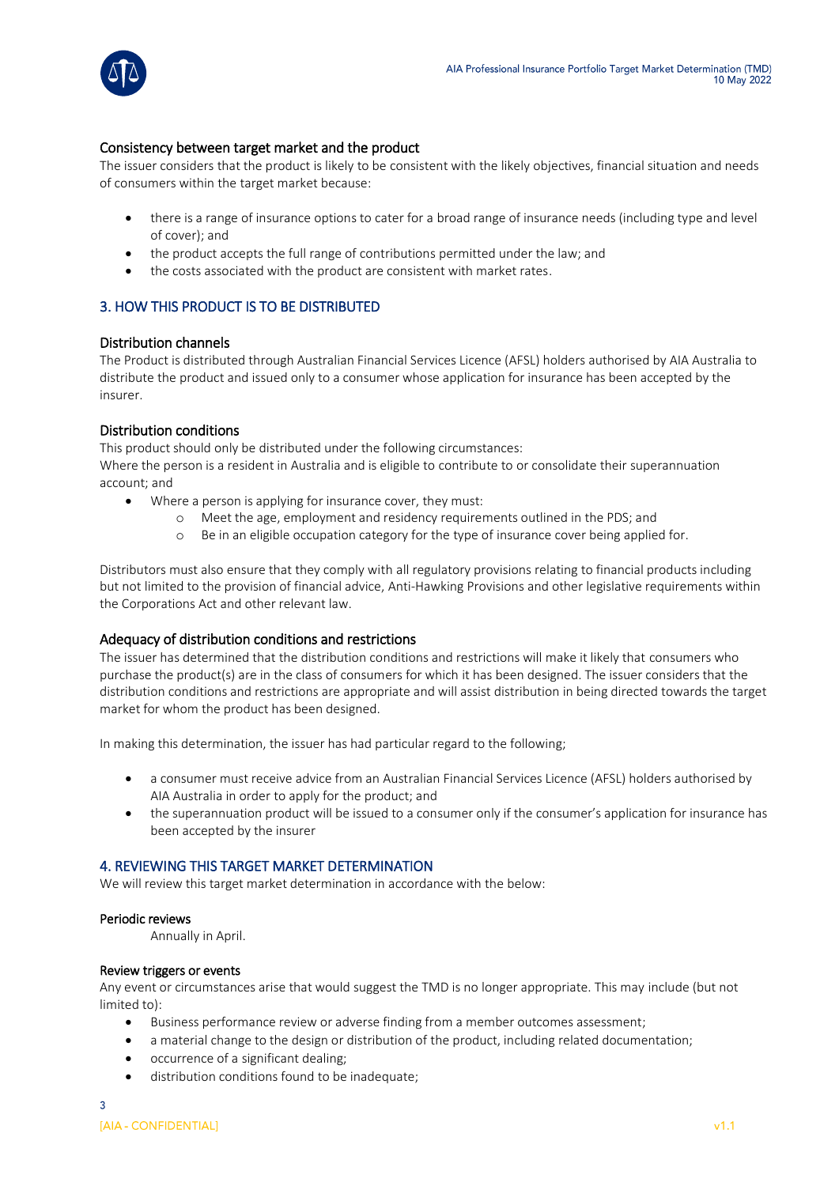### Consistency between target market and the product

The issuer considers that the product is likely to be consistent with the likely objectives, financial situation and needs of consumers within the target market because:

- there is a range of insurance options to cater for a broad range of insurance needs (including type and level of cover); and
- the product accepts the full range of contributions permitted under the law; and
- the costs associated with the product are consistent with market rates.

## 3. HOW THIS PRODUCT IS TO BE DISTRIBUTED

### Distribution channels

The Product is distributed through Australian Financial Services Licence (AFSL) holders authorised by AIA Australia to distribute the product and issued only to a consumer whose application for insurance has been accepted by the insurer.

### Distribution conditions

This product should only be distributed under the following circumstances:
Where the person is a resident in Australia and is eligible to contribute to or consolidate their superannuation account; and

- Where a person is applying for insurance cover, they must:
  - Meet the age, employment and residency requirements outlined in the PDS; and
  - Be in an eligible occupation category for the type of insurance cover being applied for.

Distributors must also ensure that they comply with all regulatory provisions relating to financial products including but not limited to the provision of financial advice, Anti-Hawking Provisions and other legislative requirements within the Corporations Act and other relevant law.

### Adequacy of distribution conditions and restrictions

The issuer has determined that the distribution conditions and restrictions will make it likely that consumers who purchase the product(s) are in the class of consumers for which it has been designed. The issuer considers that the distribution conditions and restrictions are appropriate and will assist distribution in being directed towards the target market for whom the product has been designed.

In making this determination, the issuer has had particular regard to the following;

- a consumer must receive advice from an Australian Financial Services Licence (AFSL) holders authorised by AIA Australia in order to apply for the product; and
- the superannuation product will be issued to a consumer only if the consumer's application for insurance has been accepted by the insurer

## 4. REVIEWING THIS TARGET MARKET DETERMINATION

We will review this target market determination in accordance with the below:

**Periodic reviews**

Annually in April.

**Review triggers or events**

Any event or circumstances arise that would suggest the TMD is no longer appropriate. This may include (but not limited to):

- Business performance review or adverse finding from a member outcomes assessment;
- a material change to the design or distribution of the product, including related documentation;
- occurrence of a significant dealing;
- distribution conditions found to be inadequate;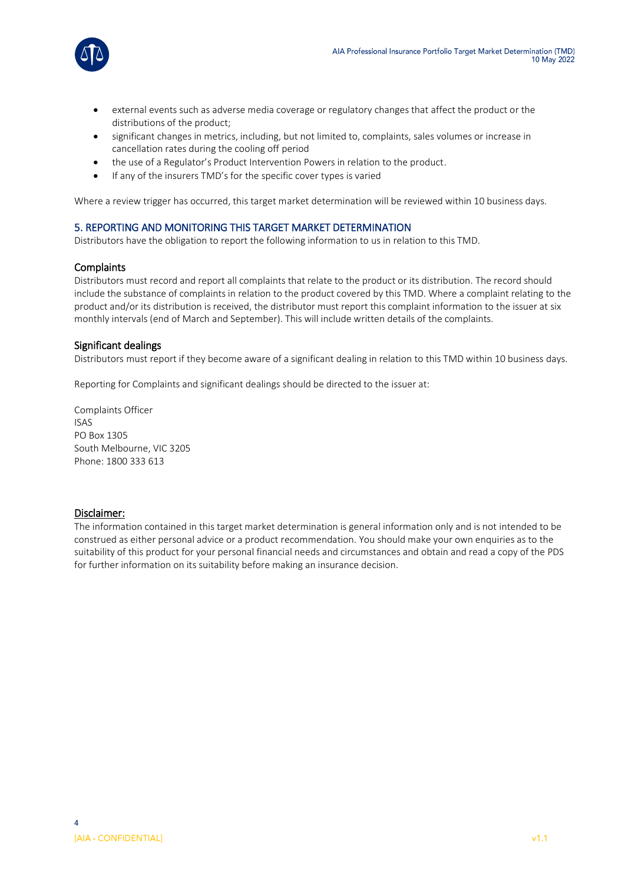- external events such as adverse media coverage or regulatory changes that affect the product or the distributions of the product;
- significant changes in metrics, including, but not limited to, complaints, sales volumes or increase in cancellation rates during the cooling off period
- the use of a Regulator's Product Intervention Powers in relation to the product.
- If any of the insurers TMD's for the specific cover types is varied

Where a review trigger has occurred, this target market determination will be reviewed within 10 business days.

## 5. REPORTING AND MONITORING THIS TARGET MARKET DETERMINATION

Distributors have the obligation to report the following information to us in relation to this TMD.

### Complaints

Distributors must record and report all complaints that relate to the product or its distribution. The record should include the substance of complaints in relation to the product covered by this TMD. Where a complaint relating to the product and/or its distribution is received, the distributor must report this complaint information to the issuer at six monthly intervals (end of March and September). This will include written details of the complaints.

### Significant dealings

Distributors must report if they become aware of a significant dealing in relation to this TMD within 10 business days.

Reporting for Complaints and significant dealings should be directed to the issuer at:

Complaints Officer
ISAS
PO Box 1305
South Melbourne, VIC 3205
Phone: 1800 333 613

### Disclaimer:

The information contained in this target market determination is general information only and is not intended to be construed as either personal advice or a product recommendation. You should make your own enquiries as to the suitability of this product for your personal financial needs and circumstances and obtain and read a copy of the PDS for further information on its suitability before making an insurance decision.